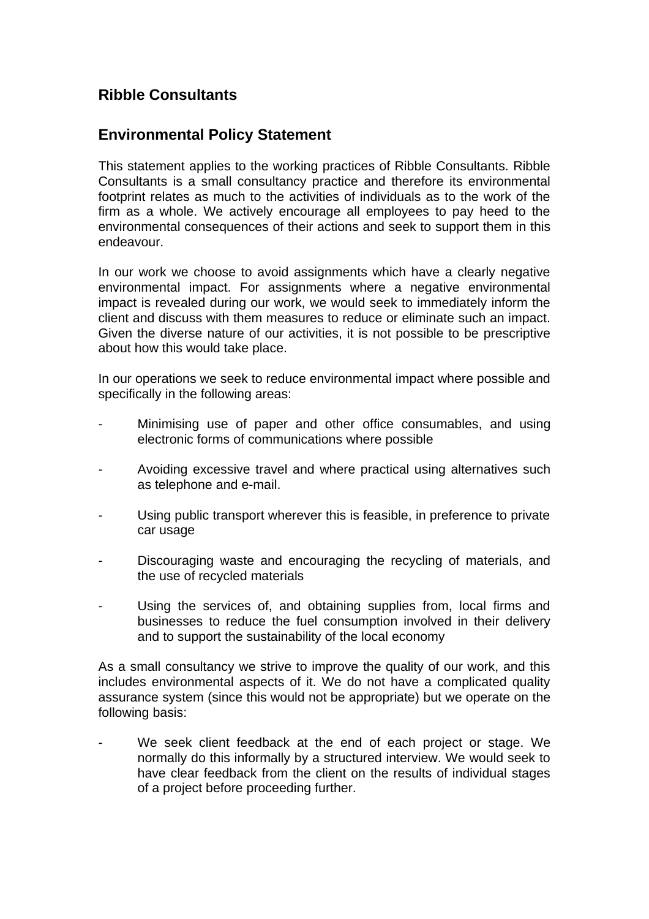## Ribble Consultants

## Environmental Policy Statement

This statement applies to the working practices of Ribble Consultants. Ribble Consultants is a small consultancy practice and therefore its environmental footprint relates as much to the activities of individuals as to the work of the firm as a whole. We actively encourage all employees to pay heed to the environmental consequences of their actions and seek to support them in this endeavour.

In our work we choose to avoid assignments which have a clearly negative environmental impact. For assignments where a negative environmental impact is revealed during our work, we would seek to immediately inform the client and discuss with them measures to reduce or eliminate such an impact. Given the diverse nature of our activities, it is not possible to be prescriptive about how this would take place.

In our operations we seek to reduce environmental impact where possible and specifically in the following areas:

- Minimising use of paper and other office consumables, and using electronic forms of communications where possible
- Avoiding excessive travel and where practical using alternatives such as telephone and e-mail.
- Using public transport wherever this is feasible, in preference to private car usage
- Discouraging waste and encouraging the recycling of materials, and the use of recycled materials
- Using the services of, and obtaining supplies from, local firms and businesses to reduce the fuel consumption involved in their delivery and to support the sustainability of the local economy

As a small consultancy we strive to improve the quality of our work, and this includes environmental aspects of it. We do not have a complicated quality assurance system (since this would not be appropriate) but we operate on the following basis:

- We seek client feedback at the end of each project or stage. We normally do this informally by a structured interview. We would seek to have clear feedback from the client on the results of individual stages of a project before proceeding further.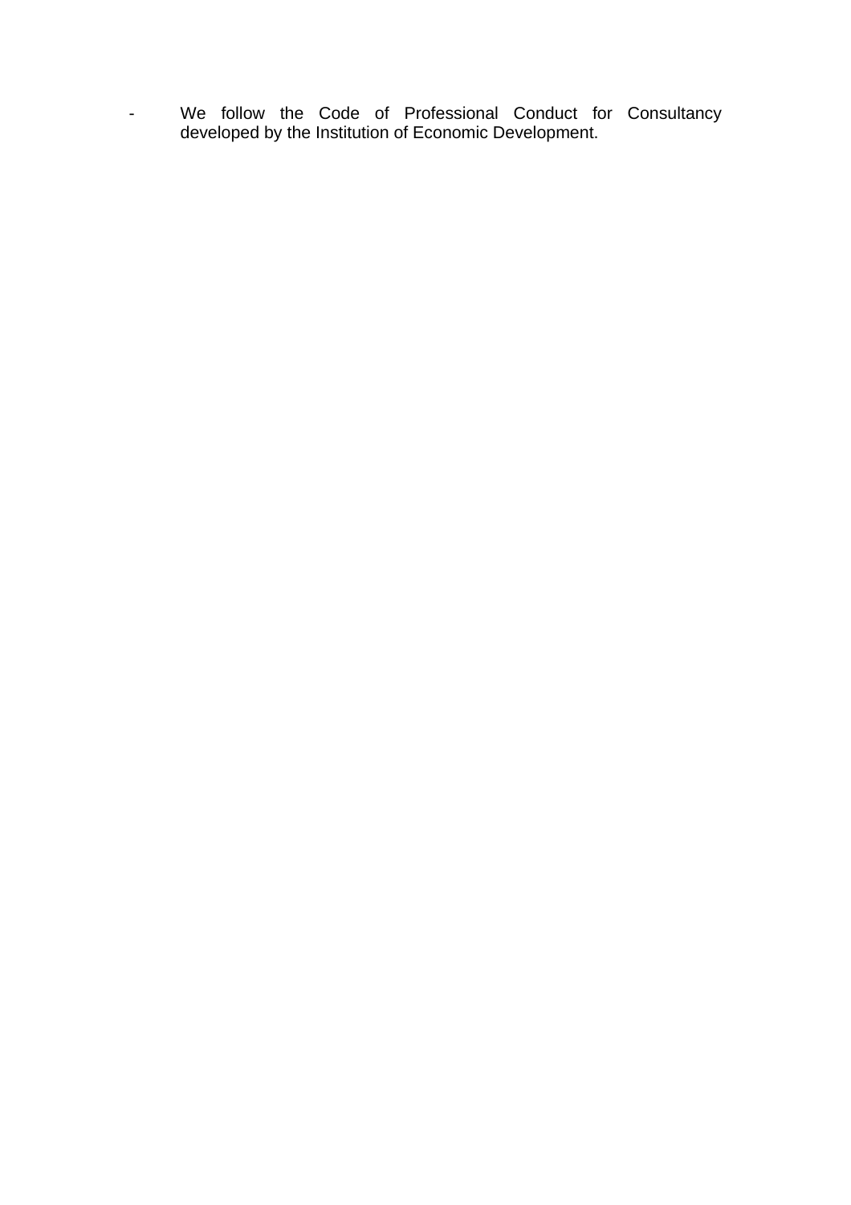- We follow the Code of Professional Conduct for Consultancy developed by the Institution of Economic Development.